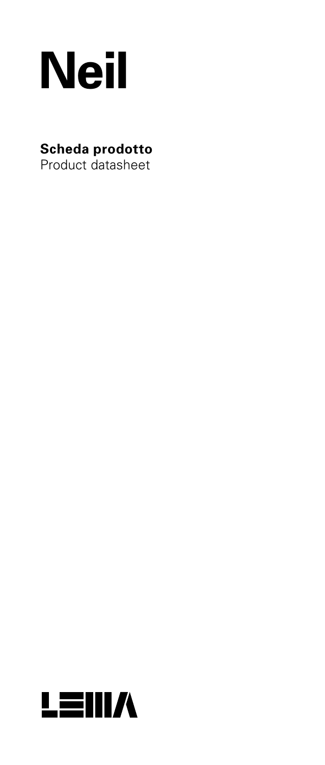# Neil

**Scheda prodotto**
Product datasheet

LEMA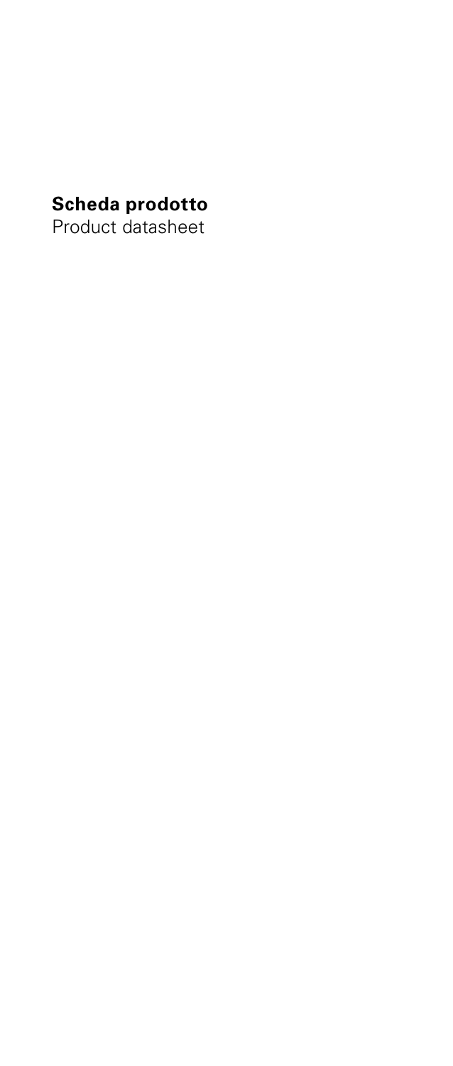**Scheda prodotto**
Product datasheet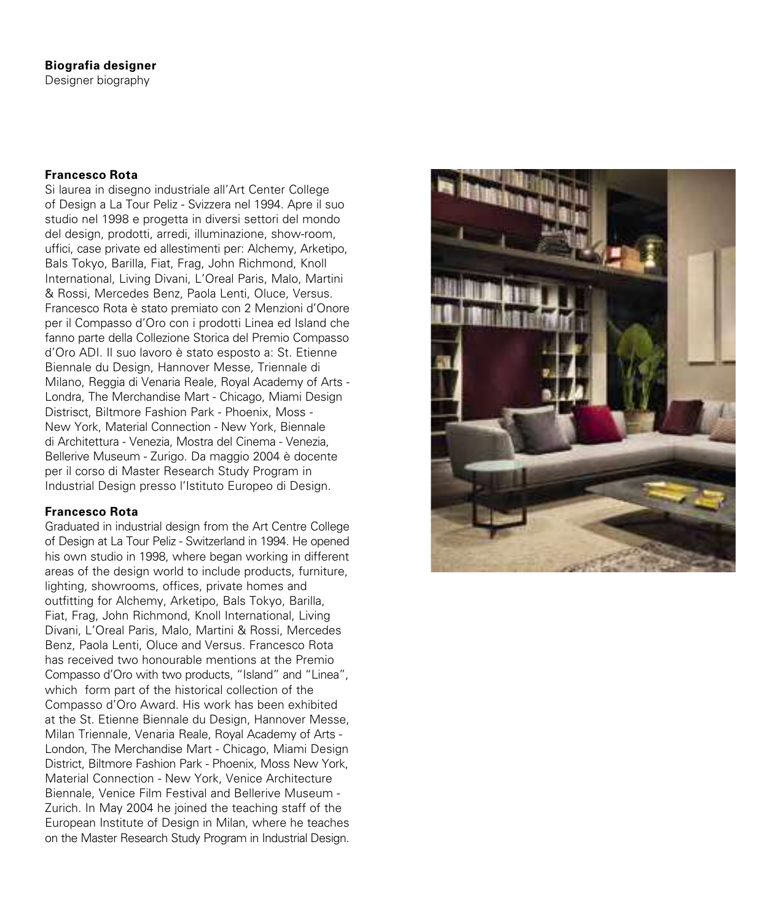**Biografia designer**
Designer biography

**Francesco Rota**

Si laurea in disegno industriale all'Art Center College of Design a La Tour Peliz - Svizzera nel 1994. Apre il suo studio nel 1998 e progetta in diversi settori del mondo del design, prodotti, arredi, illuminazione, show-room, uffici, case private ed allestimenti per: Alchemy, Arketipo, Bals Tokyo, Barilla, Fiat, Frag, John Richmond, Knoll International, Living Divani, L'Oreal Paris, Malo, Martini & Rossi, Mercedes Benz, Paola Lenti, Oluce, Versus. Francesco Rota è stato premiato con 2 Menzioni d'Onore per il Compasso d'Oro con i prodotti Linea ed Island che fanno parte della Collezione Storica del Premio Compasso d'Oro ADI. Il suo lavoro è stato esposto a: St. Etienne Biennale du Design, Hannover Messe, Triennale di Milano, Reggia di Venaria Reale, Royal Academy of Arts - Londra, The Merchandise Mart - Chicago, Miami Design Distrisct, Biltmore Fashion Park - Phoenix, Moss - New York, Material Connection - New York, Biennale di Architettura - Venezia, Mostra del Cinema - Venezia, Bellerive Museum - Zurigo. Da maggio 2004 è docente per il corso di Master Research Study Program in Industrial Design presso l'Istituto Europeo di Design.

**Francesco Rota**

Graduated in industrial design from the Art Centre College of Design at La Tour Peliz - Switzerland in 1994. He opened his own studio in 1998, where began working in different areas of the design world to include products, furniture, lighting, showrooms, offices, private homes and outfitting for Alchemy, Arketipo, Bals Tokyo, Barilla, Fiat, Frag, John Richmond, Knoll International, Living Divani, L'Oreal Paris, Malo, Martini & Rossi, Mercedes Benz, Paola Lenti, Oluce and Versus. Francesco Rota has received two honourable mentions at the Premio Compasso d'Oro with two products, "Island" and "Linea", which form part of the historical collection of the Compasso d'Oro Award. His work has been exhibited at the St. Etienne Biennale du Design, Hannover Messe, Milan Triennale, Venaria Reale, Royal Academy of Arts - London, The Merchandise Mart - Chicago, Miami Design District, Biltmore Fashion Park - Phoenix, Moss New York, Material Connection - New York, Venice Architecture Biennale, Venice Film Festival and Bellerive Museum - Zurich. In May 2004 he joined the teaching staff of the European Institute of Design in Milan, where he teaches on the Master Research Study Program in Industrial Design.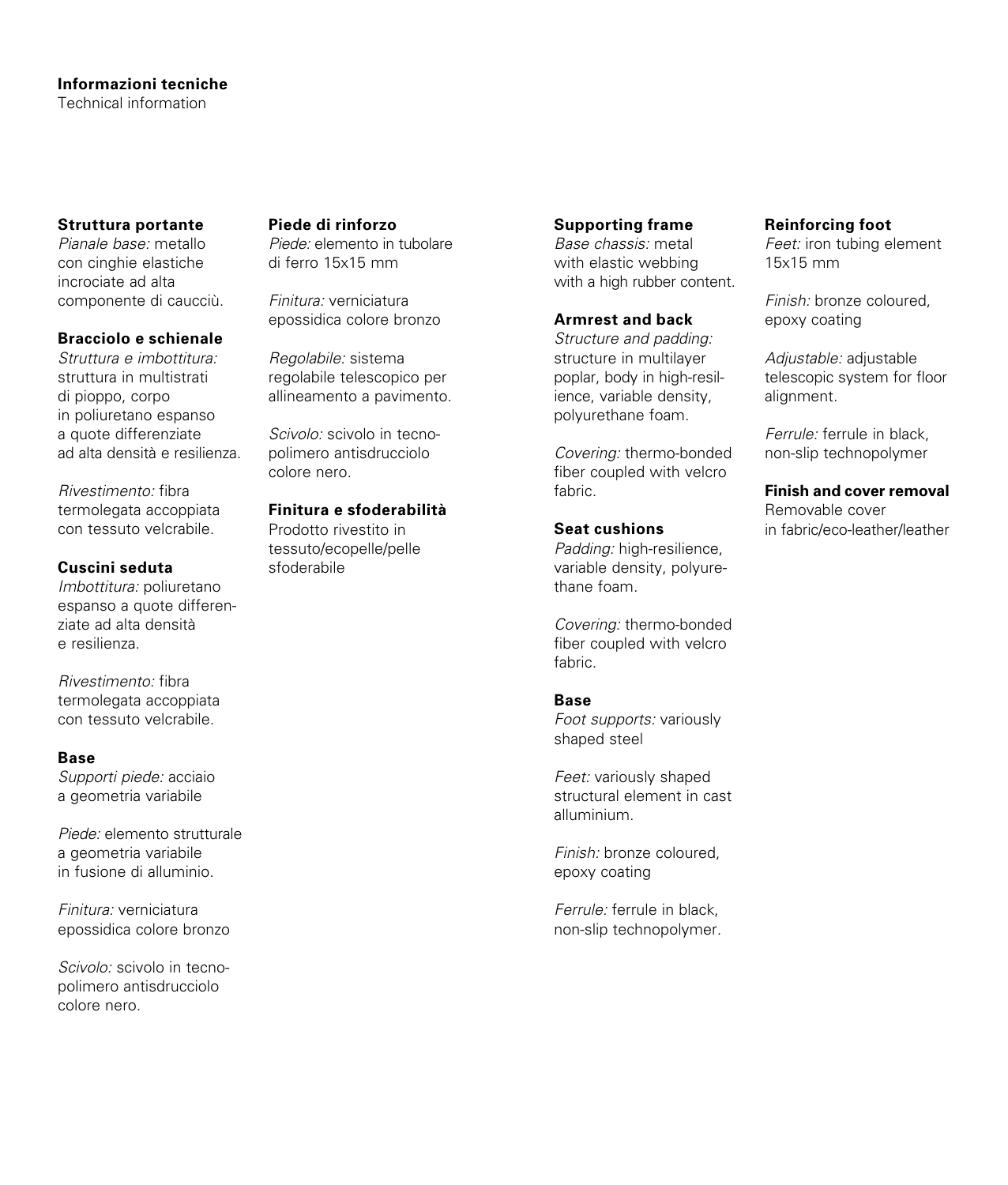**Informazioni tecniche**
Technical information

**Struttura portante**
*Pianale base:* metallo con cinghie elastiche incrociate ad alta componente di caucciù.

**Bracciolo e schienale**
*Struttura e imbottitura:* struttura in multistrati di pioppo, corpo in poliuretano espanso a quote differenziate ad alta densità e resilienza.

*Rivestimento:* fibra termolegata accoppiata con tessuto velcrabile.

**Cuscini seduta**
*Imbottitura:* poliuretano espanso a quote differenziate ad alta densità e resilienza.

*Rivestimento:* fibra termolegata accoppiata con tessuto velcrabile.

**Base**
*Supporti piede:* acciaio a geometria variabile

*Piede:* elemento strutturale a geometria variabile in fusione di alluminio.

*Finitura:* verniciatura epossidica colore bronzo

*Scivolo:* scivolo in tecnopolimero antisdrucciolo colore nero.

**Piede di rinforzo**
*Piede:* elemento in tubolare di ferro 15x15 mm

*Finitura:* verniciatura epossidica colore bronzo

*Regolabile:* sistema regolabile telescopico per allineamento a pavimento.

*Scivolo:* scivolo in tecnopolimero antisdrucciolo colore nero.

**Finitura e sfoderabilità**
Prodotto rivestito in tessuto/ecopelle/pelle sfoderabile

**Supporting frame**
*Base chassis:* metal with elastic webbing with a high rubber content.

**Armrest and back**
*Structure and padding:* structure in multilayer poplar, body in high-resilience, variable density, polyurethane foam.

*Covering:* thermo-bonded fiber coupled with velcro fabric.

**Seat cushions**
*Padding:* high-resilience, variable density, polyurethane foam.

*Covering:* thermo-bonded fiber coupled with velcro fabric.

**Base**
*Foot supports:* variously shaped steel

*Feet:* variously shaped structural element in cast alluminium.

*Finish:* bronze coloured, epoxy coating

*Ferrule:* ferrule in black, non-slip technopolymer.

**Reinforcing foot**
*Feet:* iron tubing element 15x15 mm

*Finish:* bronze coloured, epoxy coating

*Adjustable:* adjustable telescopic system for floor alignment.

*Ferrule:* ferrule in black, non-slip technopolymer

**Finish and cover removal**
Removable cover in fabric/eco-leather/leather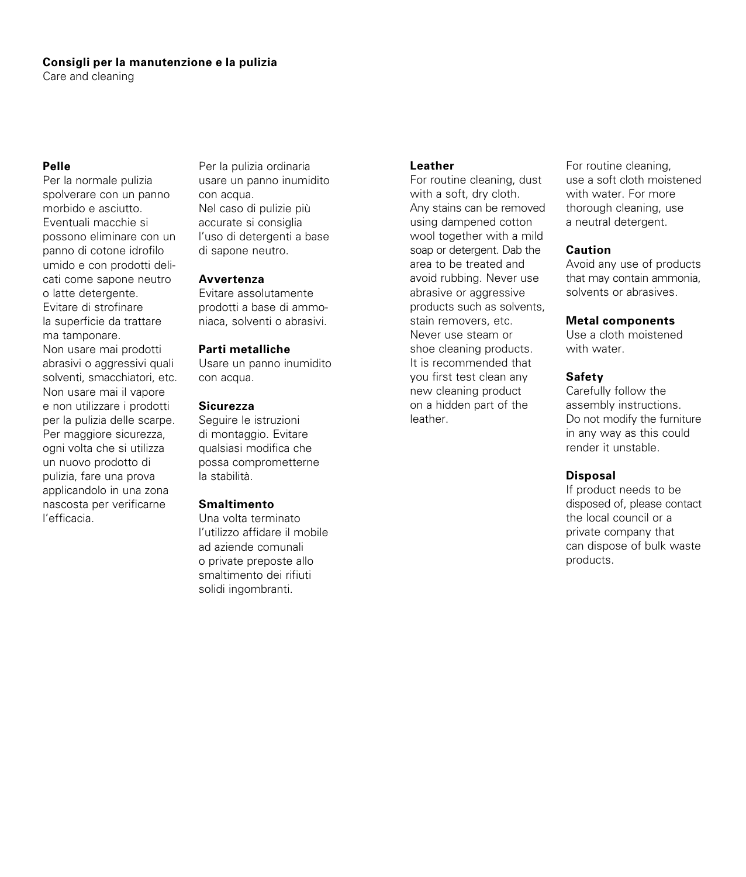**Consigli per la manutenzione e la pulizia**
Care and cleaning

**Pelle**
Per la normale pulizia spolverare con un panno morbido e asciutto. Eventuali macchie si possono eliminare con un panno di cotone idrofilo umido e con prodotti delicati come sapone neutro o latte detergente. Evitare di strofinare la superficie da trattare ma tamponare. Non usare mai prodotti abrasivi o aggressivi quali solventi, smacchiatori, etc. Non usare mai il vapore e non utilizzare i prodotti per la pulizia delle scarpe. Per maggiore sicurezza, ogni volta che si utilizza un nuovo prodotto di pulizia, fare una prova applicandolo in una zona nascosta per verificarne l'efficacia.

Per la pulizia ordinaria usare un panno inumidito con acqua. Nel caso di pulizie più accurate si consiglia l'uso di detergenti a base di sapone neutro.

**Avvertenza**
Evitare assolutamente prodotti a base di ammoniaca, solventi o abrasivi.

**Parti metalliche**
Usare un panno inumidito con acqua.

**Sicurezza**
Seguire le istruzioni di montaggio. Evitare qualsiasi modifica che possa comprometterne la stabilità.

**Smaltimento**
Una volta terminato l'utilizzo affidare il mobile ad aziende comunali o private preposte allo smaltimento dei rifiuti solidi ingombranti.

**Leather**
For routine cleaning, dust with a soft, dry cloth. Any stains can be removed using dampened cotton wool together with a mild soap or detergent. Dab the area to be treated and avoid rubbing. Never use abrasive or aggressive products such as solvents, stain removers, etc. Never use steam or shoe cleaning products. It is recommended that you first test clean any new cleaning product on a hidden part of the leather.

For routine cleaning, use a soft cloth moistened with water. For more thorough cleaning, use a neutral detergent.

**Caution**
Avoid any use of products that may contain ammonia, solvents or abrasives.

**Metal components**
Use a cloth moistened with water.

**Safety**
Carefully follow the assembly instructions. Do not modify the furniture in any way as this could render it unstable.

**Disposal**
If product needs to be disposed of, please contact the local council or a private company that can dispose of bulk waste products.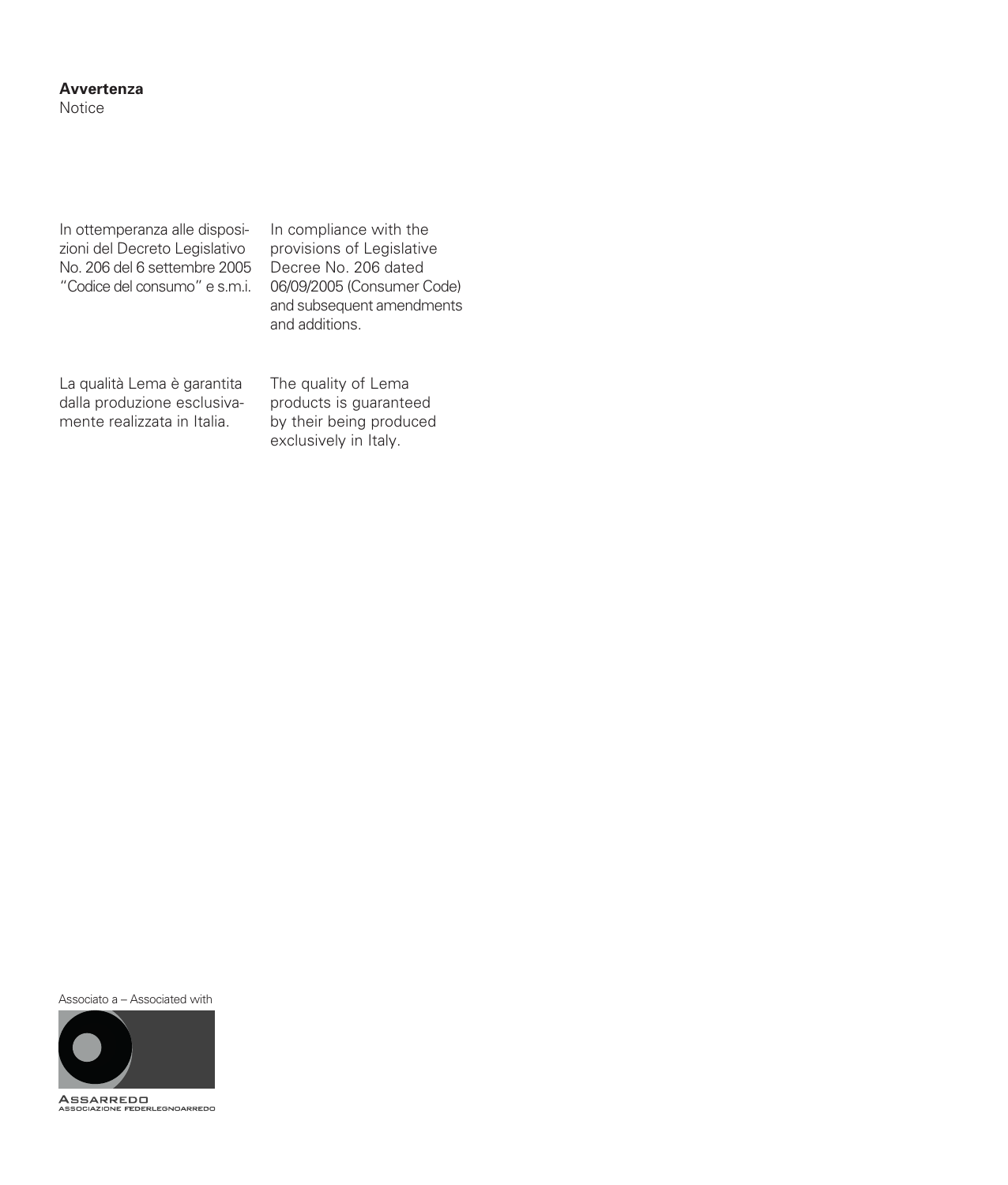**Avvertenza**
Notice

In ottemperanza alle disposizioni del Decreto Legislativo No. 206 del 6 settembre 2005 "Codice del consumo" e s.m.i.

In compliance with the provisions of Legislative Decree No. 206 dated 06/09/2005 (Consumer Code) and subsequent amendments and additions.

La qualità Lema è garantita dalla produzione esclusivamente realizzata in Italia.

The quality of Lema products is guaranteed by their being produced exclusively in Italy.

Associato a – Associated with

ASSARREDO
ASSOCIAZIONE FEDERLEGNOARREDO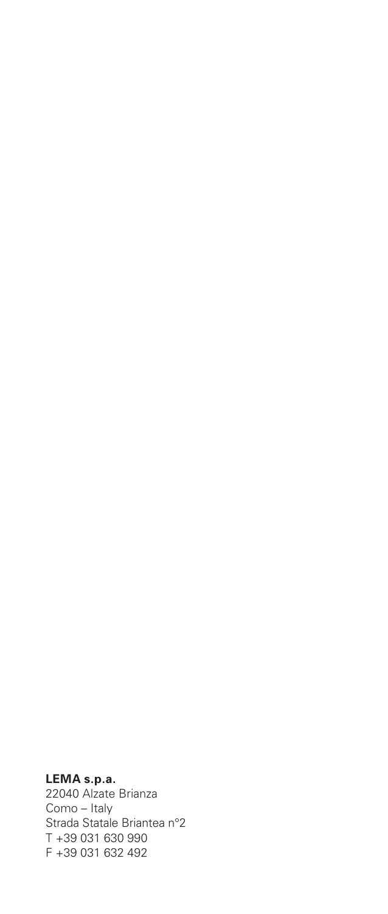**LEMA s.p.a.**
22040 Alzate Brianza
Como – Italy
Strada Statale Briantea n°2
T +39 031 630 990
F +39 031 632 492